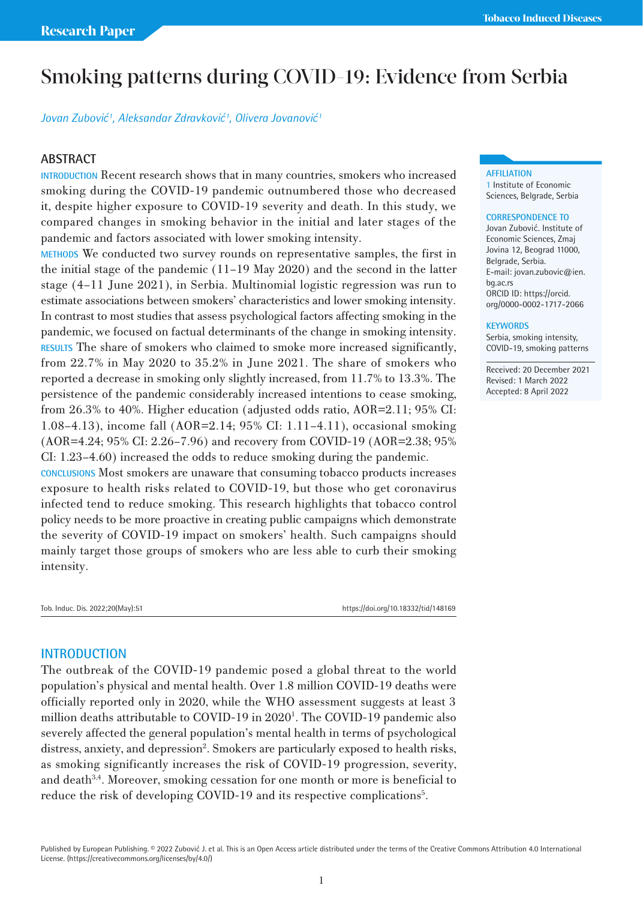Research Paper

# Smoking patterns during COVID-19: Evidence from Serbia

*Jovan Zubović[1], Aleksandar Zdravković[1], Olivera Jovanović[1]*

## ABSTRACT

**INTRODUCTION** Recent research shows that in many countries, smokers who increased smoking during the COVID-19 pandemic outnumbered those who decreased it, despite higher exposure to COVID-19 severity and death. In this study, we compared changes in smoking behavior in the initial and later stages of the pandemic and factors associated with lower smoking intensity.

**METHODS** We conducted two survey rounds on representative samples, the first in the initial stage of the pandemic (11–19 May 2020) and the second in the latter stage (4–11 June 2021), in Serbia. Multinomial logistic regression was run to estimate associations between smokers' characteristics and lower smoking intensity. In contrast to most studies that assess psychological factors affecting smoking in the pandemic, we focused on factual determinants of the change in smoking intensity.

**RESULTS** The share of smokers who claimed to smoke more increased significantly, from 22.7% in May 2020 to 35.2% in June 2021. The share of smokers who reported a decrease in smoking only slightly increased, from 11.7% to 13.3%. The persistence of the pandemic considerably increased intentions to cease smoking, from 26.3% to 40%. Higher education (adjusted odds ratio, AOR=2.11; 95% CI: 1.08–4.13), income fall (AOR=2.14; 95% CI: 1.11–4.11), occasional smoking (AOR=4.24; 95% CI: 2.26–7.96) and recovery from COVID-19 (AOR=2.38; 95% CI: 1.23–4.60) increased the odds to reduce smoking during the pandemic.

**CONCLUSIONS** Most smokers are unaware that consuming tobacco products increases exposure to health risks related to COVID-19, but those who get coronavirus infected tend to reduce smoking. This research highlights that tobacco control policy needs to be more proactive in creating public campaigns which demonstrate the severity of COVID-19 impact on smokers' health. Such campaigns should mainly target those groups of smokers who are less able to curb their smoking intensity.

**AFFILIATION**
1 Institute of Economic Sciences, Belgrade, Serbia

**CORRESPONDENCE TO**
Jovan Zubović. Institute of Economic Sciences, Zmaj Jovina 12, Beograd 11000, Belgrade, Serbia.
E-mail: jovan.zubovic@ien.bg.ac.rs
ORCID ID: https://orcid.org/0000-0002-1717-2066

**KEYWORDS**
Serbia, smoking intensity, COVID-19, smoking patterns

Received: 20 December 2021
Revised: 1 March 2022
Accepted: 8 April 2022

Tob. Induc. Dis. 2022;20(May):51 https://doi.org/10.18332/tid/148169

## INTRODUCTION

The outbreak of the COVID-19 pandemic posed a global threat to the world population's physical and mental health. Over 1.8 million COVID-19 deaths were officially reported only in 2020, while the WHO assessment suggests at least 3 million deaths attributable to COVID-19 in 2020[1]. The COVID-19 pandemic also severely affected the general population's mental health in terms of psychological distress, anxiety, and depression[2]. Smokers are particularly exposed to health risks, as smoking significantly increases the risk of COVID-19 progression, severity, and death[3,4]. Moreover, smoking cessation for one month or more is beneficial to reduce the risk of developing COVID-19 and its respective complications[5].

Published by European Publishing. © 2022 Zubović J. et al. This is an Open Access article distributed under the terms of the Creative Commons Attribution 4.0 International License. (https://creativecommons.org/licenses/by/4.0/)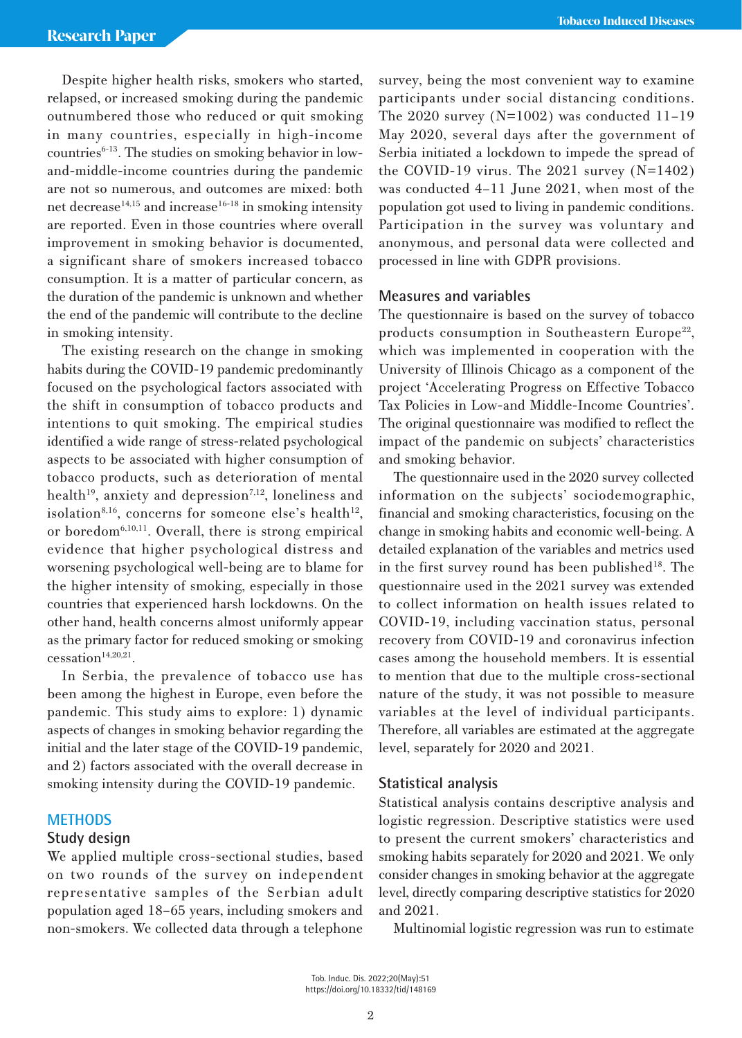Despite higher health risks, smokers who started, relapsed, or increased smoking during the pandemic outnumbered those who reduced or quit smoking in many countries, especially in high-income countries[6-13]. The studies on smoking behavior in low-and-middle-income countries during the pandemic are not so numerous, and outcomes are mixed: both net decrease[14,15] and increase[16-18] in smoking intensity are reported. Even in those countries where overall improvement in smoking behavior is documented, a significant share of smokers increased tobacco consumption. It is a matter of particular concern, as the duration of the pandemic is unknown and whether the end of the pandemic will contribute to the decline in smoking intensity.

The existing research on the change in smoking habits during the COVID-19 pandemic predominantly focused on the psychological factors associated with the shift in consumption of tobacco products and intentions to quit smoking. The empirical studies identified a wide range of stress-related psychological aspects to be associated with higher consumption of tobacco products, such as deterioration of mental health[19], anxiety and depression[7,12], loneliness and isolation[8,16], concerns for someone else's health[12], or boredom[6,10,11]. Overall, there is strong empirical evidence that higher psychological distress and worsening psychological well-being are to blame for the higher intensity of smoking, especially in those countries that experienced harsh lockdowns. On the other hand, health concerns almost uniformly appear as the primary factor for reduced smoking or smoking cessation[14,20,21].

In Serbia, the prevalence of tobacco use has been among the highest in Europe, even before the pandemic. This study aims to explore: 1) dynamic aspects of changes in smoking behavior regarding the initial and the later stage of the COVID-19 pandemic, and 2) factors associated with the overall decrease in smoking intensity during the COVID-19 pandemic.

## METHODS

### Study design

We applied multiple cross-sectional studies, based on two rounds of the survey on independent representative samples of the Serbian adult population aged 18–65 years, including smokers and non-smokers. We collected data through a telephone survey, being the most convenient way to examine participants under social distancing conditions. The 2020 survey (N=1002) was conducted 11–19 May 2020, several days after the government of Serbia initiated a lockdown to impede the spread of the COVID-19 virus. The 2021 survey (N=1402) was conducted 4–11 June 2021, when most of the population got used to living in pandemic conditions. Participation in the survey was voluntary and anonymous, and personal data were collected and processed in line with GDPR provisions.

### Measures and variables

The questionnaire is based on the survey of tobacco products consumption in Southeastern Europe[22], which was implemented in cooperation with the University of Illinois Chicago as a component of the project 'Accelerating Progress on Effective Tobacco Tax Policies in Low-and Middle-Income Countries'. The original questionnaire was modified to reflect the impact of the pandemic on subjects' characteristics and smoking behavior.

The questionnaire used in the 2020 survey collected information on the subjects' sociodemographic, financial and smoking characteristics, focusing on the change in smoking habits and economic well-being. A detailed explanation of the variables and metrics used in the first survey round has been published[18]. The questionnaire used in the 2021 survey was extended to collect information on health issues related to COVID-19, including vaccination status, personal recovery from COVID-19 and coronavirus infection cases among the household members. It is essential to mention that due to the multiple cross-sectional nature of the study, it was not possible to measure variables at the level of individual participants. Therefore, all variables are estimated at the aggregate level, separately for 2020 and 2021.

### Statistical analysis

Statistical analysis contains descriptive analysis and logistic regression. Descriptive statistics were used to present the current smokers' characteristics and smoking habits separately for 2020 and 2021. We only consider changes in smoking behavior at the aggregate level, directly comparing descriptive statistics for 2020 and 2021.

Multinomial logistic regression was run to estimate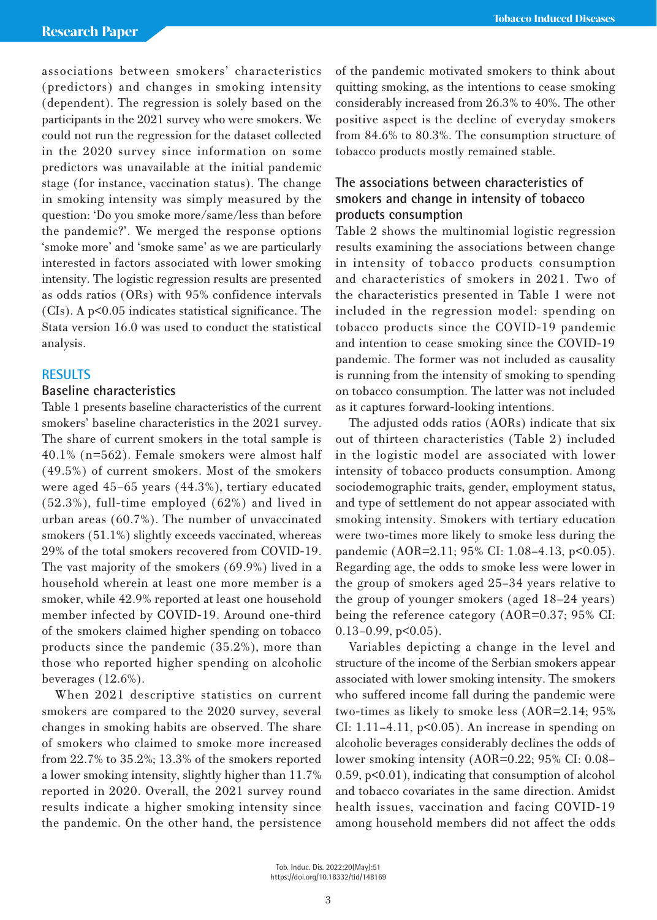associations between smokers' characteristics (predictors) and changes in smoking intensity (dependent). The regression is solely based on the participants in the 2021 survey who were smokers. We could not run the regression for the dataset collected in the 2020 survey since information on some predictors was unavailable at the initial pandemic stage (for instance, vaccination status). The change in smoking intensity was simply measured by the question: 'Do you smoke more/same/less than before the pandemic?'. We merged the response options 'smoke more' and 'smoke same' as we are particularly interested in factors associated with lower smoking intensity. The logistic regression results are presented as odds ratios (ORs) with 95% confidence intervals (CIs). A $p<0.05$ indicates statistical significance. The Stata version 16.0 was used to conduct the statistical analysis.

## RESULTS

### Baseline characteristics

Table 1 presents baseline characteristics of the current smokers' baseline characteristics in the 2021 survey. The share of current smokers in the total sample is 40.1% (n=562). Female smokers were almost half (49.5%) of current smokers. Most of the smokers were aged 45–65 years (44.3%), tertiary educated (52.3%), full-time employed (62%) and lived in urban areas (60.7%). The number of unvaccinated smokers (51.1%) slightly exceeds vaccinated, whereas 29% of the total smokers recovered from COVID-19. The vast majority of the smokers (69.9%) lived in a household wherein at least one more member is a smoker, while 42.9% reported at least one household member infected by COVID-19. Around one-third of the smokers claimed higher spending on tobacco products since the pandemic (35.2%), more than those who reported higher spending on alcoholic beverages (12.6%).

When 2021 descriptive statistics on current smokers are compared to the 2020 survey, several changes in smoking habits are observed. The share of smokers who claimed to smoke more increased from 22.7% to 35.2%; 13.3% of the smokers reported a lower smoking intensity, slightly higher than 11.7% reported in 2020. Overall, the 2021 survey round results indicate a higher smoking intensity since the pandemic. On the other hand, the persistence of the pandemic motivated smokers to think about quitting smoking, as the intentions to cease smoking considerably increased from 26.3% to 40%. The other positive aspect is the decline of everyday smokers from 84.6% to 80.3%. The consumption structure of tobacco products mostly remained stable.

### The associations between characteristics of smokers and change in intensity of tobacco products consumption

Table 2 shows the multinomial logistic regression results examining the associations between change in intensity of tobacco products consumption and characteristics of smokers in 2021. Two of the characteristics presented in Table 1 were not included in the regression model: spending on tobacco products since the COVID-19 pandemic and intention to cease smoking since the COVID-19 pandemic. The former was not included as causality is running from the intensity of smoking to spending on tobacco consumption. The latter was not included as it captures forward-looking intentions.

The adjusted odds ratios (AORs) indicate that six out of thirteen characteristics (Table 2) included in the logistic model are associated with lower intensity of tobacco products consumption. Among sociodemographic traits, gender, employment status, and type of settlement do not appear associated with smoking intensity. Smokers with tertiary education were two-times more likely to smoke less during the pandemic (AOR=2.11; 95% CI: 1.08–4.13, $p<0.05$). Regarding age, the odds to smoke less were lower in the group of smokers aged 25–34 years relative to the group of younger smokers (aged 18–24 years) being the reference category (AOR=0.37; 95% CI: 0.13–0.99, $p<0.05$).

Variables depicting a change in the level and structure of the income of the Serbian smokers appear associated with lower smoking intensity. The smokers who suffered income fall during the pandemic were two-times as likely to smoke less (AOR=2.14; 95% CI: 1.11–4.11, $p<0.05$). An increase in spending on alcoholic beverages considerably declines the odds of lower smoking intensity (AOR=0.22; 95% CI: 0.08–0.59, $p<0.01$), indicating that consumption of alcohol and tobacco covariates in the same direction. Amidst health issues, vaccination and facing COVID-19 among household members did not affect the odds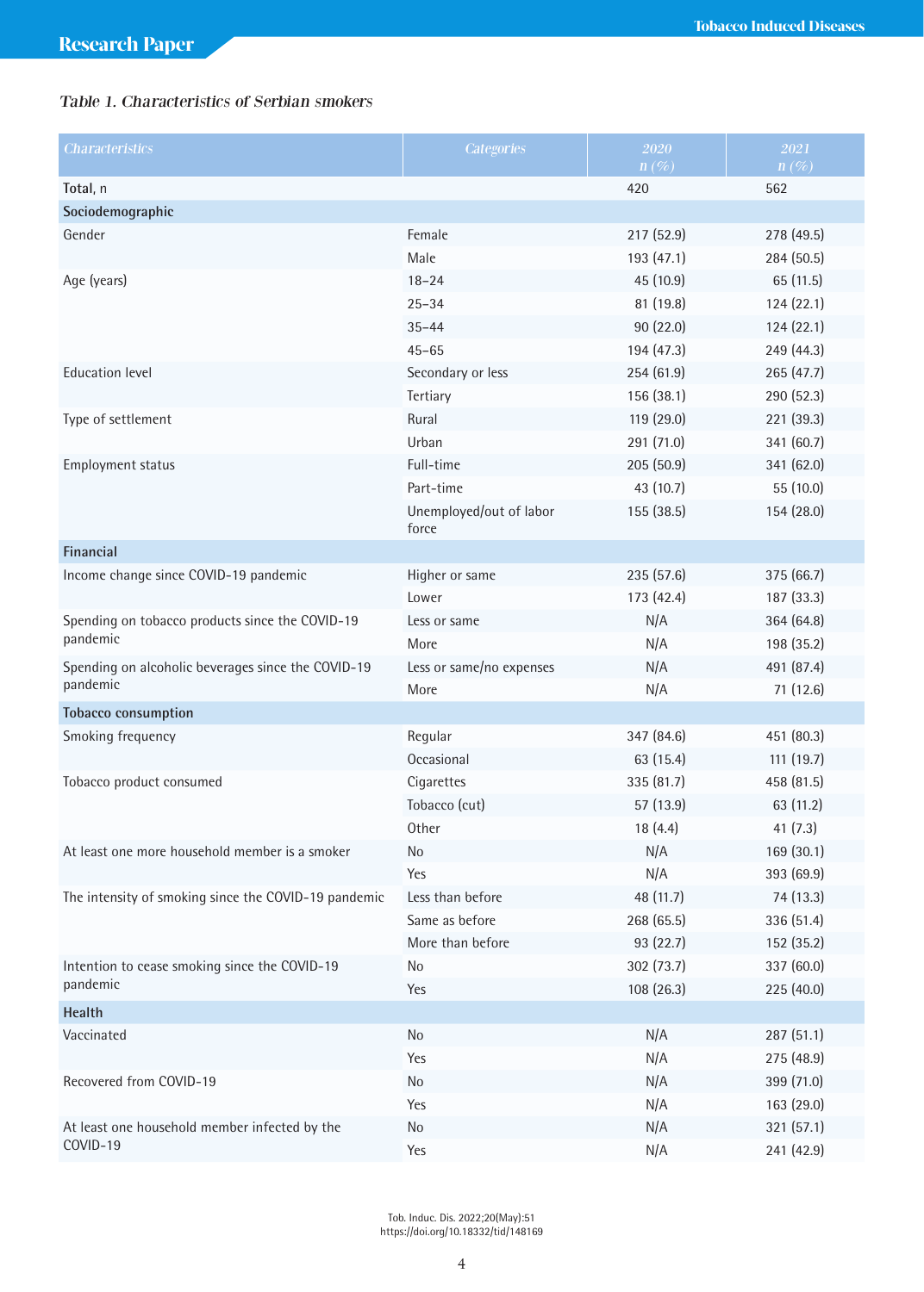*Table 1. Characteristics of Serbian smokers*

| Characteristics | Categories | 2020 n (%) | 2021 n (%) |
|---|---|---|---|
| Total, n | | 420 | 562 |
| **Sociodemographic** | | | |
| Gender | Female | 217 (52.9) | 278 (49.5) |
| | Male | 193 (47.1) | 284 (50.5) |
| Age (years) | 18–24 | 45 (10.9) | 65 (11.5) |
| | 25–34 | 81 (19.8) | 124 (22.1) |
| | 35–44 | 90 (22.0) | 124 (22.1) |
| | 45–65 | 194 (47.3) | 249 (44.3) |
| Education level | Secondary or less | 254 (61.9) | 265 (47.7) |
| | Tertiary | 156 (38.1) | 290 (52.3) |
| Type of settlement | Rural | 119 (29.0) | 221 (39.3) |
| | Urban | 291 (71.0) | 341 (60.7) |
| Employment status | Full-time | 205 (50.9) | 341 (62.0) |
| | Part-time | 43 (10.7) | 55 (10.0) |
| | Unemployed/out of labor force | 155 (38.5) | 154 (28.0) |
| **Financial** | | | |
| Income change since COVID-19 pandemic | Higher or same | 235 (57.6) | 375 (66.7) |
| | Lower | 173 (42.4) | 187 (33.3) |
| Spending on tobacco products since the COVID-19 pandemic | Less or same | N/A | 364 (64.8) |
| | More | N/A | 198 (35.2) |
| Spending on alcoholic beverages since the COVID-19 pandemic | Less or same/no expenses | N/A | 491 (87.4) |
| | More | N/A | 71 (12.6) |
| **Tobacco consumption** | | | |
| Smoking frequency | Regular | 347 (84.6) | 451 (80.3) |
| | Occasional | 63 (15.4) | 111 (19.7) |
| Tobacco product consumed | Cigarettes | 335 (81.7) | 458 (81.5) |
| | Tobacco (cut) | 57 (13.9) | 63 (11.2) |
| | Other | 18 (4.4) | 41 (7.3) |
| At least one more household member is a smoker | No | N/A | 169 (30.1) |
| | Yes | N/A | 393 (69.9) |
| The intensity of smoking since the COVID-19 pandemic | Less than before | 48 (11.7) | 74 (13.3) |
| | Same as before | 268 (65.5) | 336 (51.4) |
| | More than before | 93 (22.7) | 152 (35.2) |
| Intention to cease smoking since the COVID-19 pandemic | No | 302 (73.7) | 337 (60.0) |
| | Yes | 108 (26.3) | 225 (40.0) |
| **Health** | | | |
| Vaccinated | No | N/A | 287 (51.1) |
| | Yes | N/A | 275 (48.9) |
| Recovered from COVID-19 | No | N/A | 399 (71.0) |
| | Yes | N/A | 163 (29.0) |
| At least one household member infected by the COVID-19 | No | N/A | 321 (57.1) |
| | Yes | N/A | 241 (42.9) |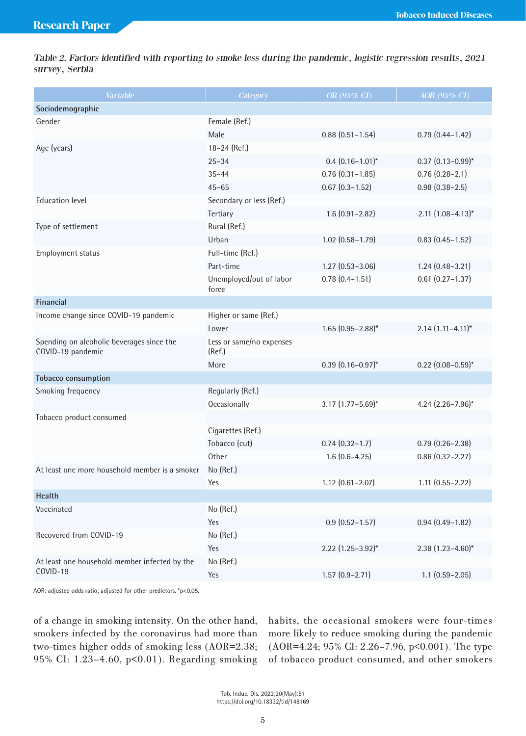*Table 2. Factors identified with reporting to smoke less during the pandemic, logistic regression results, 2021 survey, Serbia*

| Variable | Category | OR (95% CI) | AOR (95% CI) |
|---|---|---|---|
| **Sociodemographic** | | | |
| Gender | Female (Ref.) | | |
| | Male | 0.88 (0.51–1.54) | 0.79 (0.44–1.42) |
| Age (years) | 18–24 (Ref.) | | |
| | 25–34 | 0.4 (0.16–1.01)* | 0.37 (0.13–0.99)* |
| | 35–44 | 0.76 (0.31–1.85) | 0.76 (0.28–2.1) |
| | 45–65 | 0.67 (0.3–1.52) | 0.98 (0.38–2.5) |
| Education level | Secondary or less (Ref.) | | |
| | Tertiary | 1.6 (0.91–2.82) | 2.11 (1.08–4.13)* |
| Type of settlement | Rural (Ref.) | | |
| | Urban | 1.02 (0.58–1.79) | 0.83 (0.45–1.52) |
| Employment status | Full-time (Ref.) | | |
| | Part-time | 1.27 (0.53–3.06) | 1.24 (0.48–3.21) |
| | Unemployed/out of labor force | 0.78 (0.4–1.51) | 0.61 (0.27–1.37) |
| **Financial** | | | |
| Income change since COVID-19 pandemic | Higher or same (Ref.) | | |
| | Lower | 1.65 (0.95–2.88)* | 2.14 (1.11–4.11)* |
| Spending on alcoholic beverages since the COVID-19 pandemic | Less or same/no expenses (Ref.) | | |
| | More | 0.39 (0.16–0.97)* | 0.22 (0.08–0.59)* |
| **Tobacco consumption** | | | |
| Smoking frequency | Regularly (Ref.) | | |
| | Occasionally | 3.17 (1.77–5.69)* | 4.24 (2.26–7.96)* |
| Tobacco product consumed | | | |
| | Cigarettes (Ref.) | | |
| | Tobacco (cut) | 0.74 (0.32–1.7) | 0.79 (0.26–2.38) |
| | Other | 1.6 (0.6–4.25) | 0.86 (0.32–2.27) |
| At least one more household member is a smoker | No (Ref.) | | |
| | Yes | 1.12 (0.61–2.07) | 1.11 (0.55–2.22) |
| **Health** | | | |
| Vaccinated | No (Ref.) | | |
| | Yes | 0.9 (0.52–1.57) | 0.94 (0.49–1.82) |
| Recovered from COVID-19 | No (Ref.) | | |
| | Yes | 2.22 (1.25–3.92)* | 2.38 (1.23–4.60)* |
| At least one household member infected by the COVID-19 | No (Ref.) | | |
| | Yes | 1.57 (0.9–2.71) | 1.1 (0.59–2.05) |

AOR: adjusted odds ratio; adjusted for other predictors. *p<0.05.

of a change in smoking intensity. On the other hand, smokers infected by the coronavirus had more than two-times higher odds of smoking less (AOR=2.38; 95% CI: 1.23–4.60, $p<0.01$). Regarding smoking habits, the occasional smokers were four-times more likely to reduce smoking during the pandemic (AOR=4.24; 95% CI: 2.26–7.96, $p<0.001$). The type of tobacco product consumed, and other smokers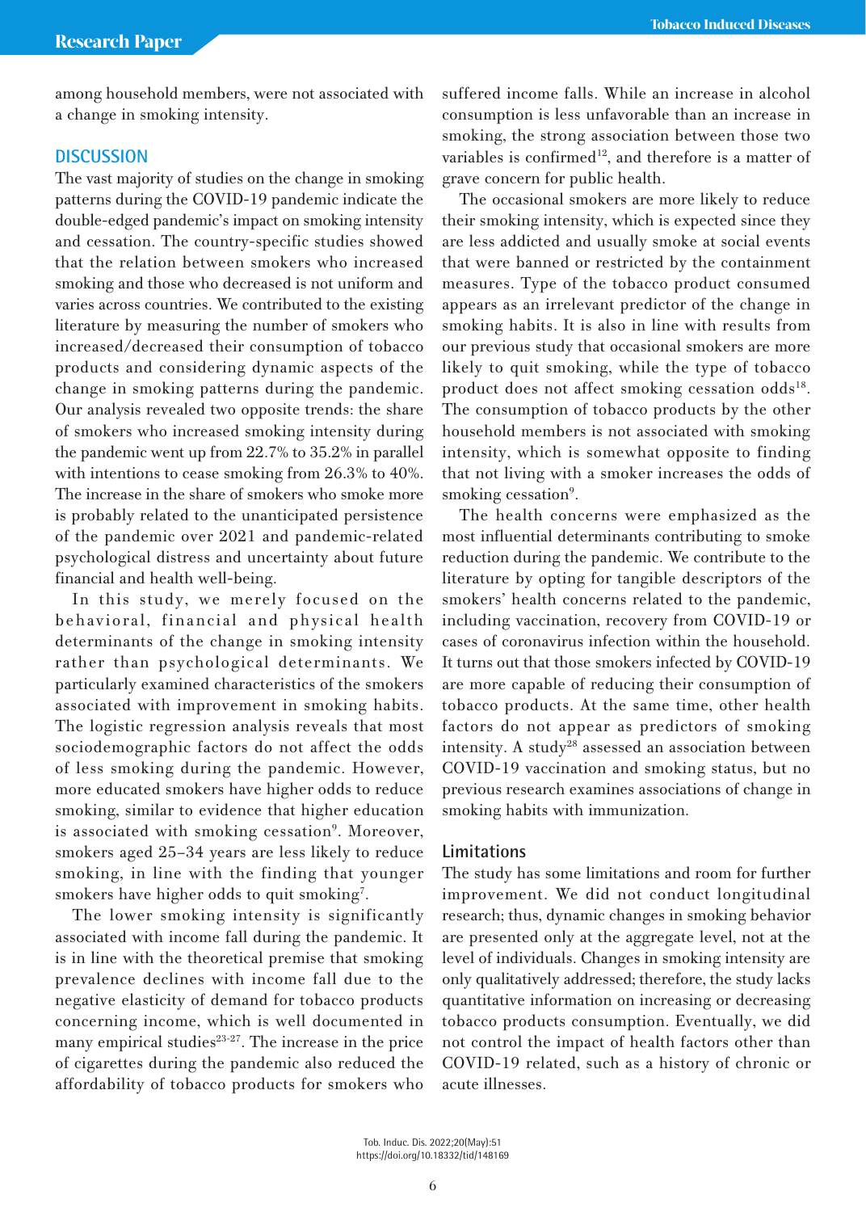among household members, were not associated with a change in smoking intensity.

## DISCUSSION

The vast majority of studies on the change in smoking patterns during the COVID-19 pandemic indicate the double-edged pandemic's impact on smoking intensity and cessation. The country-specific studies showed that the relation between smokers who increased smoking and those who decreased is not uniform and varies across countries. We contributed to the existing literature by measuring the number of smokers who increased/decreased their consumption of tobacco products and considering dynamic aspects of the change in smoking patterns during the pandemic. Our analysis revealed two opposite trends: the share of smokers who increased smoking intensity during the pandemic went up from 22.7% to 35.2% in parallel with intentions to cease smoking from 26.3% to 40%. The increase in the share of smokers who smoke more is probably related to the unanticipated persistence of the pandemic over 2021 and pandemic-related psychological distress and uncertainty about future financial and health well-being.

In this study, we merely focused on the behavioral, financial and physical health determinants of the change in smoking intensity rather than psychological determinants. We particularly examined characteristics of the smokers associated with improvement in smoking habits. The logistic regression analysis reveals that most sociodemographic factors do not affect the odds of less smoking during the pandemic. However, more educated smokers have higher odds to reduce smoking, similar to evidence that higher education is associated with smoking cessation[9]. Moreover, smokers aged 25–34 years are less likely to reduce smoking, in line with the finding that younger smokers have higher odds to quit smoking[7].

The lower smoking intensity is significantly associated with income fall during the pandemic. It is in line with the theoretical premise that smoking prevalence declines with income fall due to the negative elasticity of demand for tobacco products concerning income, which is well documented in many empirical studies[23-27]. The increase in the price of cigarettes during the pandemic also reduced the affordability of tobacco products for smokers who suffered income falls. While an increase in alcohol consumption is less unfavorable than an increase in smoking, the strong association between those two variables is confirmed[12], and therefore is a matter of grave concern for public health.

The occasional smokers are more likely to reduce their smoking intensity, which is expected since they are less addicted and usually smoke at social events that were banned or restricted by the containment measures. Type of the tobacco product consumed appears as an irrelevant predictor of the change in smoking habits. It is also in line with results from our previous study that occasional smokers are more likely to quit smoking, while the type of tobacco product does not affect smoking cessation odds[18]. The consumption of tobacco products by the other household members is not associated with smoking intensity, which is somewhat opposite to finding that not living with a smoker increases the odds of smoking cessation[9].

The health concerns were emphasized as the most influential determinants contributing to smoke reduction during the pandemic. We contribute to the literature by opting for tangible descriptors of the smokers' health concerns related to the pandemic, including vaccination, recovery from COVID-19 or cases of coronavirus infection within the household. It turns out that those smokers infected by COVID-19 are more capable of reducing their consumption of tobacco products. At the same time, other health factors do not appear as predictors of smoking intensity. A study[28] assessed an association between COVID-19 vaccination and smoking status, but no previous research examines associations of change in smoking habits with immunization.

### Limitations

The study has some limitations and room for further improvement. We did not conduct longitudinal research; thus, dynamic changes in smoking behavior are presented only at the aggregate level, not at the level of individuals. Changes in smoking intensity are only qualitatively addressed; therefore, the study lacks quantitative information on increasing or decreasing tobacco products consumption. Eventually, we did not control the impact of health factors other than COVID-19 related, such as a history of chronic or acute illnesses.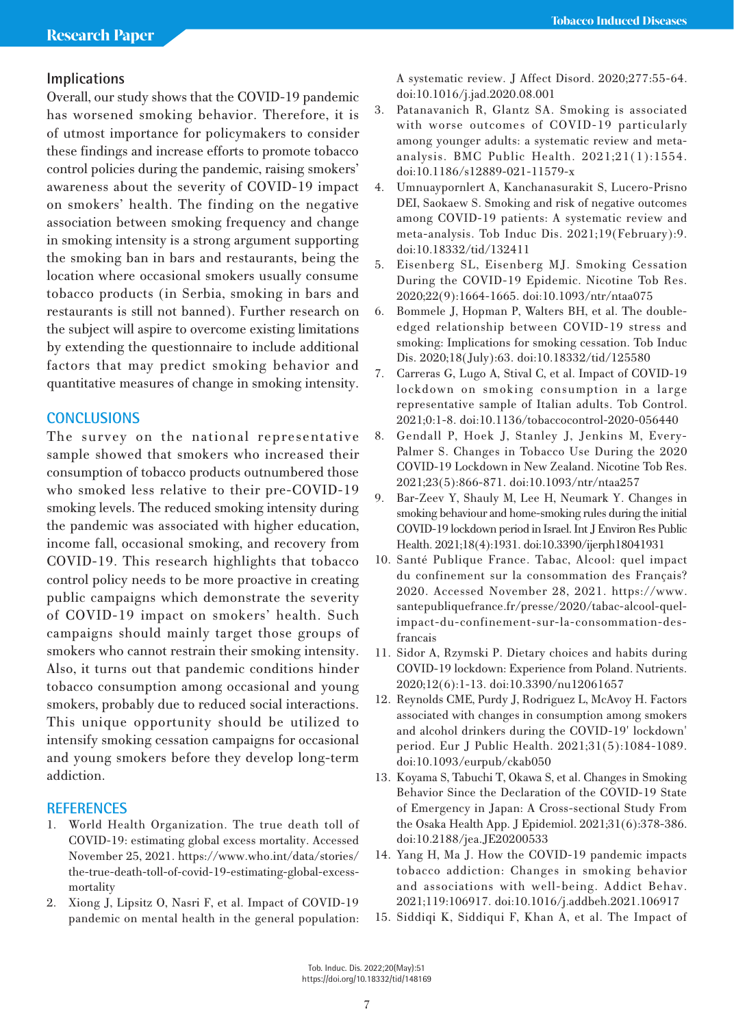### Implications

Overall, our study shows that the COVID-19 pandemic has worsened smoking behavior. Therefore, it is of utmost importance for policymakers to consider these findings and increase efforts to promote tobacco control policies during the pandemic, raising smokers' awareness about the severity of COVID-19 impact on smokers' health. The finding on the negative association between smoking frequency and change in smoking intensity is a strong argument supporting the smoking ban in bars and restaurants, being the location where occasional smokers usually consume tobacco products (in Serbia, smoking in bars and restaurants is still not banned). Further research on the subject will aspire to overcome existing limitations by extending the questionnaire to include additional factors that may predict smoking behavior and quantitative measures of change in smoking intensity.

## CONCLUSIONS

The survey on the national representative sample showed that smokers who increased their consumption of tobacco products outnumbered those who smoked less relative to their pre-COVID-19 smoking levels. The reduced smoking intensity during the pandemic was associated with higher education, income fall, occasional smoking, and recovery from COVID-19. This research highlights that tobacco control policy needs to be more proactive in creating public campaigns which demonstrate the severity of COVID-19 impact on smokers' health. Such campaigns should mainly target those groups of smokers who cannot restrain their smoking intensity. Also, it turns out that pandemic conditions hinder tobacco consumption among occasional and young smokers, probably due to reduced social interactions. This unique opportunity should be utilized to intensify smoking cessation campaigns for occasional and young smokers before they develop long-term addiction.

## REFERENCES

1. World Health Organization. The true death toll of COVID-19: estimating global excess mortality. Accessed November 25, 2021. https://www.who.int/data/stories/the-true-death-toll-of-covid-19-estimating-global-excess-mortality
2. Xiong J, Lipsitz O, Nasri F, et al. Impact of COVID-19 pandemic on mental health in the general population: A systematic review. J Affect Disord. 2020;277:55-64. doi:10.1016/j.jad.2020.08.001
3. Patanavanich R, Glantz SA. Smoking is associated with worse outcomes of COVID-19 particularly among younger adults: a systematic review and meta-analysis. BMC Public Health. 2021;21(1):1554. doi:10.1186/s12889-021-11579-x
4. Umnuaypornlert A, Kanchanasurakit S, Lucero-Prisno DEI, Saokaew S. Smoking and risk of negative outcomes among COVID-19 patients: A systematic review and meta-analysis. Tob Induc Dis. 2021;19(February):9. doi:10.18332/tid/132411
5. Eisenberg SL, Eisenberg MJ. Smoking Cessation During the COVID-19 Epidemic. Nicotine Tob Res. 2020;22(9):1664-1665. doi:10.1093/ntr/ntaa075
6. Bommele J, Hopman P, Walters BH, et al. The double-edged relationship between COVID-19 stress and smoking: Implications for smoking cessation. Tob Induc Dis. 2020;18(July):63. doi:10.18332/tid/125580
7. Carreras G, Lugo A, Stival C, et al. Impact of COVID-19 lockdown on smoking consumption in a large representative sample of Italian adults. Tob Control. 2021;0:1-8. doi:10.1136/tobaccocontrol-2020-056440
8. Gendall P, Hoek J, Stanley J, Jenkins M, Every-Palmer S. Changes in Tobacco Use During the 2020 COVID-19 Lockdown in New Zealand. Nicotine Tob Res. 2021;23(5):866-871. doi:10.1093/ntr/ntaa257
9. Bar-Zeev Y, Shauly M, Lee H, Neumark Y. Changes in smoking behaviour and home-smoking rules during the initial COVID-19 lockdown period in Israel. Int J Environ Res Public Health. 2021;18(4):1931. doi:10.3390/ijerph18041931
10. Santé Publique France. Tabac, Alcool: quel impact du confinement sur la consommation des Français? 2020. Accessed November 28, 2021. https://www.santepubliquefrance.fr/presse/2020/tabac-alcool-quel-impact-du-confinement-sur-la-consommation-des-francais
11. Sidor A, Rzymski P. Dietary choices and habits during COVID-19 lockdown: Experience from Poland. Nutrients. 2020;12(6):1-13. doi:10.3390/nu12061657
12. Reynolds CME, Purdy J, Rodriguez L, McAvoy H. Factors associated with changes in consumption among smokers and alcohol drinkers during the COVID-19' lockdown' period. Eur J Public Health. 2021;31(5):1084-1089. doi:10.1093/eurpub/ckab050
13. Koyama S, Tabuchi T, Okawa S, et al. Changes in Smoking Behavior Since the Declaration of the COVID-19 State of Emergency in Japan: A Cross-sectional Study From the Osaka Health App. J Epidemiol. 2021;31(6):378-386. doi:10.2188/jea.JE20200533
14. Yang H, Ma J. How the COVID-19 pandemic impacts tobacco addiction: Changes in smoking behavior and associations with well-being. Addict Behav. 2021;119:106917. doi:10.1016/j.addbeh.2021.106917
15. Siddiqi K, Siddiqui F, Khan A, et al. The Impact of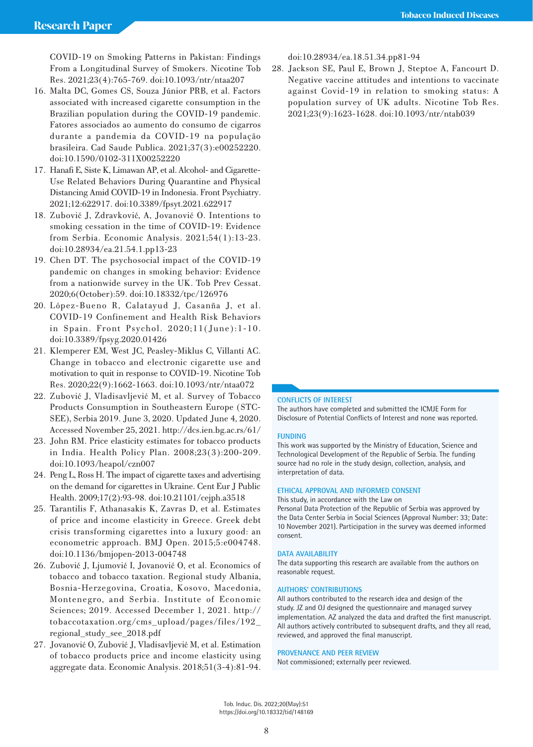COVID-19 on Smoking Patterns in Pakistan: Findings From a Longitudinal Survey of Smokers. Nicotine Tob Res. 2021;23(4):765-769. doi:10.1093/ntr/ntaa207

16. Malta DC, Gomes CS, Souza Júnior PRB, et al. Factors associated with increased cigarette consumption in the Brazilian population during the COVID-19 pandemic. Fatores associados ao aumento do consumo de cigarros durante a pandemia da COVID-19 na população brasileira. Cad Saude Publica. 2021;37(3):e00252220. doi:10.1590/0102-311X00252220
17. Hanafi E, Siste K, Limawan AP, et al. Alcohol- and Cigarette-Use Related Behaviors During Quarantine and Physical Distancing Amid COVID-19 in Indonesia. Front Psychiatry. 2021;12:622917. doi:10.3389/fpsyt.2021.622917
18. Zubović J, Zdravković, A, Jovanović O. Intentions to smoking cessation in the time of COVID-19: Evidence from Serbia. Economic Analysis. 2021;54(1):13-23. doi:10.28934/ea.21.54.1.pp13-23
19. Chen DT. The psychosocial impact of the COVID-19 pandemic on changes in smoking behavior: Evidence from a nationwide survey in the UK. Tob Prev Cessat. 2020;6(October):59. doi:10.18332/tpc/126976
20. López-Bueno R, Calatayud J, Casaña J, et al. COVID-19 Confinement and Health Risk Behaviors in Spain. Front Psychol. 2020;11(June):1-10. doi:10.3389/fpsyg.2020.01426
21. Klemperer EM, West JC, Peasley-Miklus C, Villanti AC. Change in tobacco and electronic cigarette use and motivation to quit in response to COVID-19. Nicotine Tob Res. 2020;22(9):1662-1663. doi:10.1093/ntr/ntaa072
22. Zubović J, Vladisavljević M, et al. Survey of Tobacco Products Consumption in Southeastern Europe (STC-SEE), Serbia 2019. June 3, 2020. Updated June 4, 2020. Accessed November 25, 2021. http://dcs.ien.bg.ac.rs/61/
23. John RM. Price elasticity estimates for tobacco products in India. Health Policy Plan. 2008;23(3):200-209. doi:10.1093/heapol/czn007
24. Peng L, Ross H. The impact of cigarette taxes and advertising on the demand for cigarettes in Ukraine. Cent Eur J Public Health. 2009;17(2):93-98. doi:10.21101/cejph.a3518
25. Tarantilis F, Athanasakis K, Zavras D, et al. Estimates of price and income elasticity in Greece. Greek debt crisis transforming cigarettes into a luxury good: an econometric approach. BMJ Open. 2015;5:e004748. doi:10.1136/bmjopen-2013-004748
26. Zubović J, Ljumović I, Jovanović O, et al. Economics of tobacco and tobacco taxation. Regional study Albania, Bosnia-Herzegovina, Croatia, Kosovo, Macedonia, Montenegro, and Serbia. Institute of Economic Sciences; 2019. Accessed December 1, 2021. http://tobaccotaxation.org/cms_upload/pages/files/192_regional_study_see_2018.pdf
27. Jovanović O, Zubović J, Vladisavljević M, et al. Estimation of tobacco products price and income elasticity using aggregate data. Economic Analysis. 2018;51(3-4):81-94. doi:10.28934/ea.18.51.34.pp81-94
28. Jackson SE, Paul E, Brown J, Steptoe A, Fancourt D. Negative vaccine attitudes and intentions to vaccinate against Covid-19 in relation to smoking status: A population survey of UK adults. Nicotine Tob Res. 2021;23(9):1623-1628. doi:10.1093/ntr/ntab039

### CONFLICTS OF INTEREST

The authors have completed and submitted the ICMJE Form for Disclosure of Potential Conflicts of Interest and none was reported.

### FUNDING

This work was supported by the Ministry of Education, Science and Technological Development of the Republic of Serbia. The funding source had no role in the study design, collection, analysis, and interpretation of data.

### ETHICAL APPROVAL AND INFORMED CONSENT

This study, in accordance with the Law on Personal Data Protection of the Republic of Serbia was approved by the Data Center Serbia in Social Sciences (Approval Number: 33; Date: 10 November 2021). Participation in the survey was deemed informed consent.

### DATA AVAILABILITY

The data supporting this research are available from the authors on reasonable request.

### AUTHORS' CONTRIBUTIONS

All authors contributed to the research idea and design of the study. JZ and OJ designed the questionnaire and managed survey implementation. AZ analyzed the data and drafted the first manuscript. All authors actively contributed to subsequent drafts, and they all read, reviewed, and approved the final manuscript.

### PROVENANCE AND PEER REVIEW

Not commissioned; externally peer reviewed.